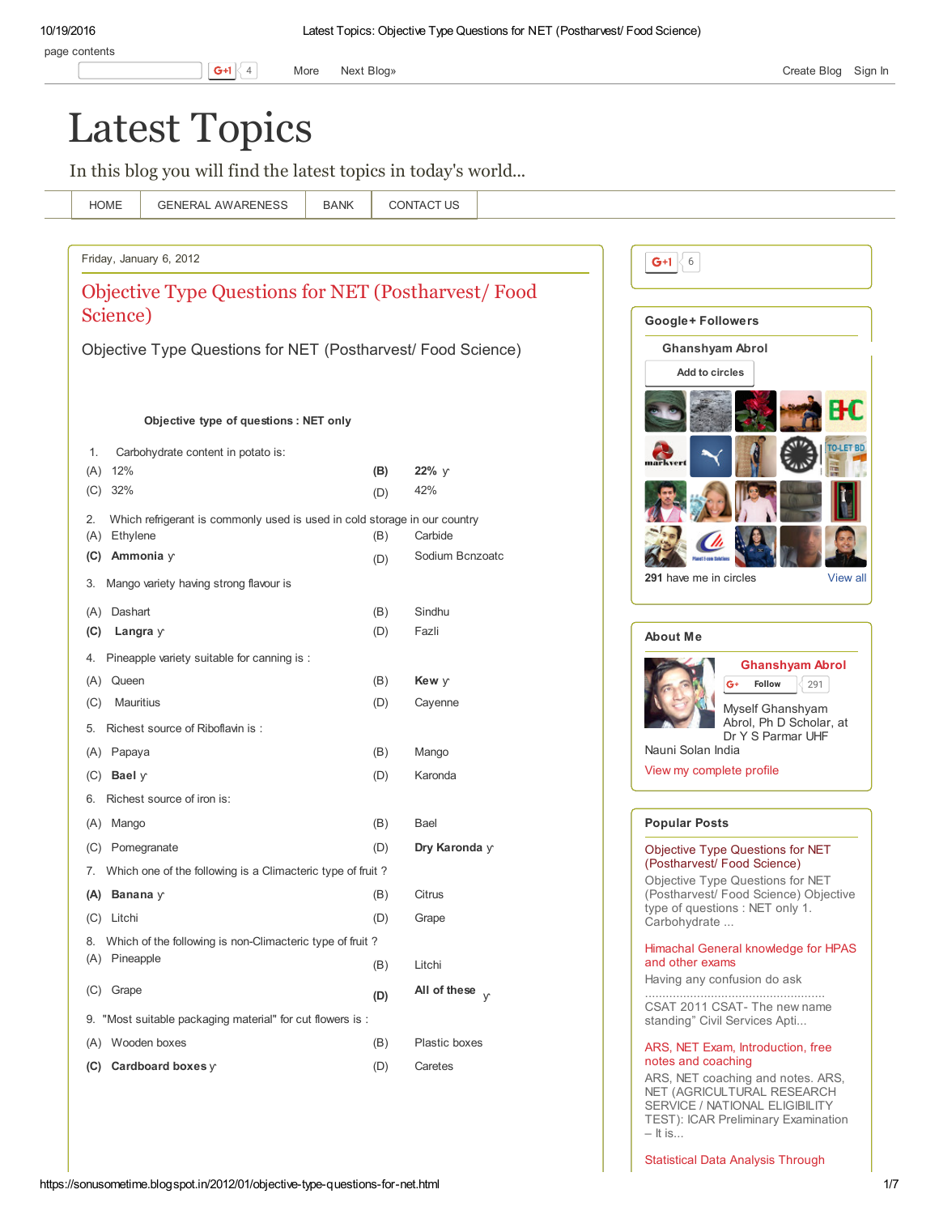# Latest Topics

In this blog you will find the latest topics in today's world...

HOME | GENERAL AWARENESS | BANK | CONTACT US

Friday, January 6, 2012

## Objective Type Questions for NET (Postharvest/ Food Science)

Objective Type Questions for NET (Postharvest/ Food Science)

**Objective type of questions : NET only**

1. Carbohydrate content in potato is:

(A) 12% **(B) 22%** ✓
(C) 32% (D) 42%

2. Which refrigerant is commonly used is used in cold storage in our country

(A) Ethylene (B) Carbide
**(C) Ammonia** ✓ (D) Sodium Bcnzoatc

3. Mango variety having strong flavour is

(A) Dashart (B) Sindhu
**(C) Langra** ✓ (D) Fazli

4. Pineapple variety suitable for canning is :

(A) Queen **(B) Kew** ✓
(C) Mauritius (D) Cayenne

5. Richest source of Riboflavin is :

(A) Papaya (B) Mango
(C) **Bael** ✓ (D) Karonda

6. Richest source of iron is:

(A) Mango (B) Bael
(C) Pomegranate (D) **Dry Karonda** ✓

7. Which one of the following is a Climacteric type of fruit ?

**(A) Banana** ✓ (B) Citrus
(C) Litchi (D) Grape

8. Which of the following is non-Climacteric type of fruit ?

(A) Pineapple (B) Litchi
(C) Grape **(D) All of these** ✓

9. "Most suitable packaging material" for cut flowers is :

(A) Wooden boxes (B) Plastic boxes
**(C) Cardboard boxes** ✓ (D) Caretes

---

**Google+ Followers**

Ghanshyam Abrol

Add to circles

291 have me in circles View all

**About Me**

Ghanshyam Abrol

Follow 291

Myself Ghanshyam Abrol, Ph D Scholar, at Dr Y S Parmar UHF Nauni Solan India

View my complete profile

**Popular Posts**

Objective Type Questions for NET (Postharvest/ Food Science)
Objective Type Questions for NET (Postharvest/ Food Science) Objective type of questions : NET only 1. Carbohydrate ...

Himachal General knowledge for HPAS and other exams
Having any confusion do ask
..................................................
CSAT 2011 CSAT- The new name standing" Civil Services Apti...

ARS, NET Exam, Introduction, free notes and coaching
ARS, NET coaching and notes. ARS, NET (AGRICULTURAL RESEARCH SERVICE / NATIONAL ELIGIBILITY TEST): ICAR Preliminary Examination – It is...

Statistical Data Analysis Through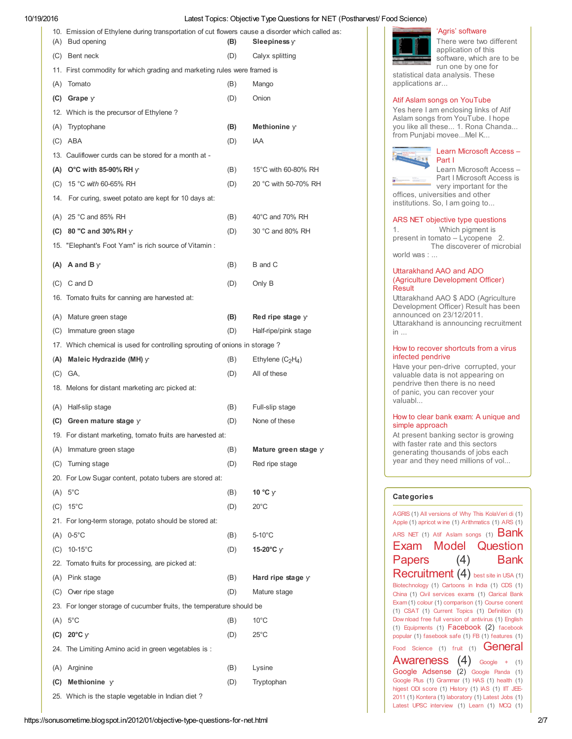10. Emission of Ethylene during transportation of cut flowers cause a disorder which called as:

(A) Bud opening
**(B) Sleepiness** ỳ
(C) Bent neck
(D) Calyx splitting

11. First commodity for which grading and marketing rules were framed is

(A) Tomato
(B) Mango
**(C) Grape** ỳ
(D) Onion

12. Which is the precursor of Ethylene ?

(A) Tryptophane
**(B) Methionine** ỳ
(C) ABA
(D) IAA

13. Cauliflower curds can be stored for a month at -

**(A) O°C with 85-90% RH** ỳ
(B) 15°C with 60-80% RH
(C) 15 °C *with* 60-65% RH
(D) 20 °C with 50-70% RH

14. For curing, sweet potato are kept for 10 days at:

(A) 25 °C and 85% RH
(B) 40°C and 70% RH
**(C) 80 "C and 30% RH** ỳ
(D) 30 °C and 80% RH

15. "Elephant's Foot Yam" is rich source of Vitamin :

**(A) A and B** ỳ
(B) B and C
(C) C and D
(D) Only B

16. Tomato fruits for canning are harvested at:

(A) Mature green stage
**(B) Red ripe stage** ỳ
(C) Immature green stage
(D) Half-ripe/pink stage

17. Which chemical is used for controlling sprouting of onions in storage ?

**(A) Maleic Hydrazide (MH)** ỳ
(B) Ethylene ($C_2H_4$)
(C) GA,
(D) All of these

18. Melons for distant marketing arc picked at:

(A) Half-slip stage
(B) Full-slip stage
**(C) Green mature stage** ỳ
(D) None of these

19. For distant marketing, tomato fruits are harvested at:

(A) Immature green stage
**(B) Mature green stage** ỳ
(C) Turning stage
(D) Red ripe stage

20. For Low Sugar content, potato tubers are stored at:

(A) 5°C
**(B) 10 °C** ỳ
(C) 15°C
(D) 20°C

21. For long-term storage, potato should be stored at:

(A) 0-5°C
(B) 5-10°C
(C) 10-15°C
**(D) 15-20°C** ỳ

22. Tomato fruits for processing, are picked at:

(A) Pink stage
**(B) Hard ripe stage** ỳ
(C) Over ripe stage
(D) Mature stage

23. For longer storage of cucumber fruits, the temperature should be

(A) 5°C
(B) 10°C
**(C) 20°C** ỳ
(D) 25°C

24. The Limiting Amino acid in green vegetables is :

(A) Arginine
(B) Lysine
**(C) Methionine** ỳ
(D) Tryptophan

25. Which is the staple vegetable in Indian diet ?

'Agris' software

There were two different application of this software, which are to be run one by one for statistical data analysis. These applications ar...

Atif Aslam songs on YouTube

Yes here I am enclosing links of Atif Aslam songs from YouTube. I hope you like all these... 1. Rona Chanda... from Punjabi movee...Mel K...

Learn Microsoft Access – Part I

Learn Microsoft Access – Part I Microsoft Access is very important for the offices, universities and other institutions. So, I am going to...

ARS NET objective type questions

1. Which pigment is present in tomato – Lycopene 2. The discoverer of microbial world was : ...

Uttarakhand AAO and ADO (Agriculture Development Officer) Result

Uttarakhand AAO $ ADO (Agriculture Development Officer) Result has been announced on 23/12/2011. Uttarakhand is announcing recruitment in ...

How to recover shortcuts from a virus infected pendrive

Have your pen-drive corrupted, your valuable data is not appearing on pendrive then there is no need of panic, you can recover your valuabl...

How to clear bank exam: A unique and simple approach

At present banking sector is growing with faster rate and this sectors generating thousands of jobs each year and they need millions of vol...

## Categories

AGRIS (1) All versions of Why This KolaVeri di (1) Apple (1) apricot wine (1) Arithmatics (1) ARS (1) ARS NET (1) Atif Aslam songs (1) Bank Exam Model Question Papers (4) Bank Recruitment (4) best site in USA (1) Biotechnology (1) Cartoons in India (1) CDS (1) China (1) Civil services exams (1) Clarical Bank Exam (1) colour (1) comparison (1) Course conent (1) CSAT (1) Current Topics (1) Definition (1) Download free full version of antivirus (1) English (1) Equipments (1) Facebook (2) facebook popular (1) fasebook safe (1) FB (1) features (1) Food Science (1) fruit (1) General Awareness (4) Google + (1) Google Adsense (2) Google Panda (1) Google Plus (1) Grammar (1) HAS (1) health (1) higest ODI score (1) History (1) IAS (1) IIT JEE-2011 (1) Kontera (1) laboratory (1) Latest Jobs (1) Latest UPSC interview (1) Learn (1) MCQ (1)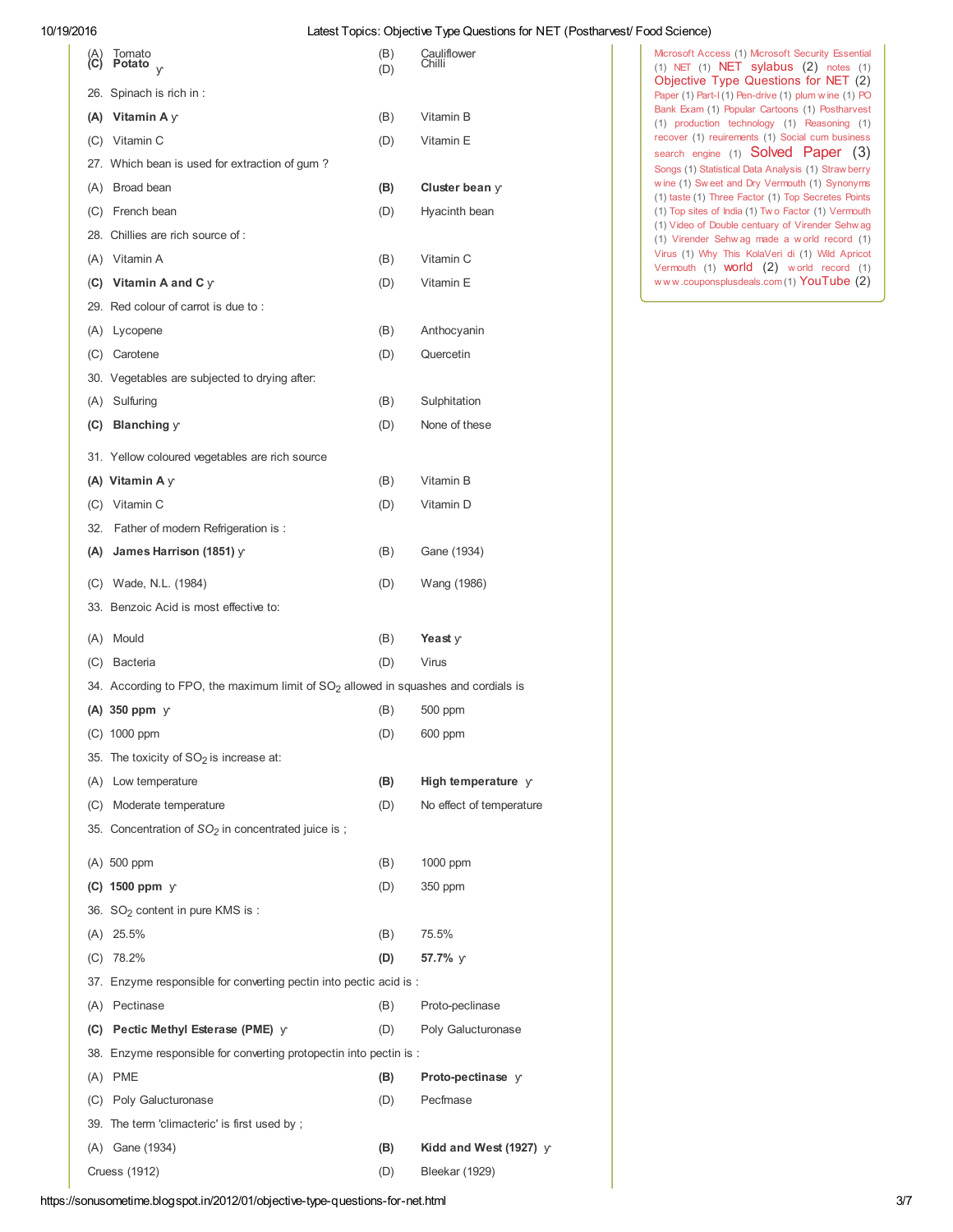(A) Tomato (B) Cauliflower

**(C) Potato** ✓ (D) Chilli

26. Spinach is rich in :

**(A) Vitamin A** ✓ (B) Vitamin B

(C) Vitamin C (D) Vitamin E

27. Which bean is used for extraction of gum ?

(A) Broad bean **(B) Cluster bean** ✓

(C) French bean (D) Hyacinth bean

28. Chillies are rich source of :

(A) Vitamin A (B) Vitamin C

**(C) Vitamin A and C** ✓ (D) Vitamin E

29. Red colour of carrot is due to :

(A) Lycopene (B) Anthocyanin

(C) Carotene (D) Quercetin

30. Vegetables are subjected to drying after:

(A) Sulfuring (B) Sulphitation

**(C) Blanching** ✓ (D) None of these

31. Yellow coloured vegetables are rich source

**(A) Vitamin A** ✓ (B) Vitamin B

(C) Vitamin C (D) Vitamin D

32. Father of modern Refrigeration is :

**(A) James Harrison (1851)** ✓ (B) Gane (1934)

(C) Wade, N.L. (1984) (D) Wang (1986)

33. Benzoic Acid is most effective to:

(A) Mould **(B) Yeast** ✓

(C) Bacteria (D) Virus

34. According to FPO, the maximum limit of $SO_2$ allowed in squashes and cordials is

**(A) 350 ppm** ✓ (B) 500 ppm

(C) 1000 ppm (D) 600 ppm

35. The toxicity of $SO_2$ is increase at:

(A) Low temperature **(B) High temperature** ✓

(C) Moderate temperature (D) No effect of temperature

35. Concentration of $SO_2$ in concentrated juice is ;

(A) 500 ppm (B) 1000 ppm

**(C) 1500 ppm** ✓ (D) 350 ppm

36. $SO_2$ content in pure KMS is :

(A) 25.5% (B) 75.5%

(C) 78.2% **(D) 57.7%** ✓

37. Enzyme responsible for converting pectin into pectic acid is :

(A) Pectinase (B) Proto-peclinase

**(C) Pectic Methyl Esterase (PME)** ✓ (D) Poly Galucturonase

38. Enzyme responsible for converting protopectin into pectin is :

(A) PME **(B) Proto-pectinase** ✓

(C) Poly Galucturonase (D) Pecfmase

39. The term 'climacteric' is first used by ;

(A) Gane (1934) **(B) Kidd and West (1927)** ✓

Cruess (1912) (D) Bleekar (1929)

Microsoft Access (1) Microsoft Security Essential (1) NET (1) NET sylabus (2) notes (1) Objective Type Questions for NET (2) Paper (1) Part-I (1) Pen-drive (1) plum wine (1) PO Bank Exam (1) Popular Cartoons (1) Postharvest (1) production technology (1) Reasoning (1) recover (1) reuirements (1) Social cum business search engine (1) Solved Paper (3) Songs (1) Statistical Data Analysis (1) Strawberry wine (1) Sweet and Dry Vermouth (1) Synonyms (1) taste (1) Three Factor (1) Top Secretes Points (1) Top sites of India (1) Two Factor (1) Vermouth (1) Video of Double century of Virender Sehwag (1) Virender Sehwag made a world record (1) Virus (1) Why This KolaVeri di (1) Wild Apricot Vermouth (1) world (2) world record (1) www.couponsplusdeals.com (1) YouTube (2)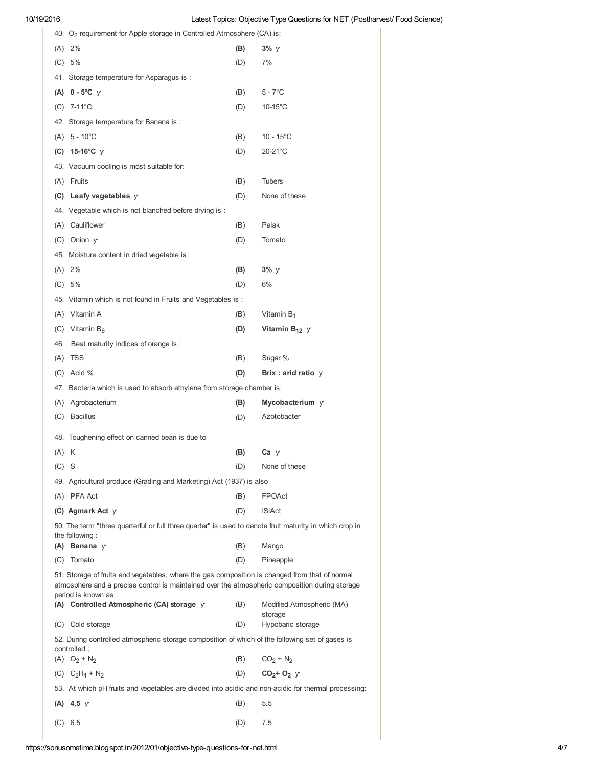40. $O_2$ requirement for Apple storage in Controlled Atmosphere (CA) is:

| | | | |
|---|---|---|---|
| (A) | 2% | **(B)** | **3%** ✓ |
| (C) | 5% | (D) | 7% |

41. Storage temperature for Asparagus is :

| | | | |
|---|---|---|---|
| **(A)** | **0 - 5°C** ✓ | (B) | 5 - 7°C |
| (C) | 7-11°C | (D) | 10-15°C |

42. Storage temperature for Banana is :

| | | | |
|---|---|---|---|
| (A) | 5 - 10°C | (B) | 10 - 15°C |
| **(C)** | **15-16°C** ✓ | (D) | 20-21°C |

43. Vacuum cooling is most suitable for:

| | | | |
|---|---|---|---|
| (A) | Fruits | (B) | Tubers |
| **(C)** | **Leafy vegetables** ✓ | (D) | None of these |

44. Vegetable which is not blanched before drying is :

| | | | |
|---|---|---|---|
| (A) | Cauliflower | (B) | Palak |
| (C) | Onion ✓ | (D) | Tomato |

45. Moisture content in dried vegetable is

| | | | |
|---|---|---|---|
| (A) | 2% | **(B)** | **3%** ✓ |
| (C) | 5% | (D) | 6% |

45. Vitamin which is not found in Fruits and Vegetables is :

| | | | |
|---|---|---|---|
| (A) | Vitamin A | (B) | Vitamin $B_1$ |
| (C) | Vitamin $B_6$ | **(D)** | **Vitamin $B_{12}$** ✓ |

46. Best maturity indices of orange is :

| | | | |
|---|---|---|---|
| (A) | TSS | (B) | Sugar % |
| (C) | Acid % | **(D)** | **Brix : arid ratio** ✓ |

47. Bacteria which is used to absorb ethylene from storage chamber is:

| | | | |
|---|---|---|---|
| (A) | Agrobacterium | **(B)** | **Mycobacterium** ✓ |
| (C) | Bacillus | (D) | Azotobacter |

48. Toughening effect on canned bean is due to

| | | | |
|---|---|---|---|
| (A) | K | **(B)** | **Ca** ✓ |
| (C) | S | (D) | None of these |

49. Agricultural produce (Grading and Marketing) Act (1937) is also

| | | | |
|---|---|---|---|
| (A) | PFA Act | (B) | FPOAct |
| **(C)** | **Agmark Act** ✓ | (D) | ISIAct |

50. The term "three quarterful or full three quarter" is used to denote fruit maturity in which crop in the following :

| | | | |
|---|---|---|---|
| **(A)** | **Banana** ✓ | (B) | Mango |
| (C) | Tomato | (D) | Pineapple |

51. Storage of fruits and vegetables, where the gas composition is changed from that of normal atmosphere and a precise control is maintained over the atmospheric composition during storage period is known as :

| | | | |
|---|---|---|---|
| **(A)** | **Controlled Atmospheric (CA) storage** ✓ | (B) | Modified Atmospheric (MA) storage |
| (C) | Cold storage | (D) | Hypobaric storage |

52. During controlled atmospheric storage composition of which of the following set of gases is controlled ;

| | | | |
|---|---|---|---|
| (A) | $O_2 + N_2$ | (B) | $CO_2 + N_2$ |
| (C) | $C_2H_4 + N_2$ | (D) | **$CO_2 + O_2$** ✓ |

53. At which pH fruits and vegetables are divided into acidic and non-acidic for thermal processing:

| | | | |
|---|---|---|---|
| **(A)** | **4.5** ✓ | (B) | 5.5 |
| (C) | 6.5 | (D) | 7.5 |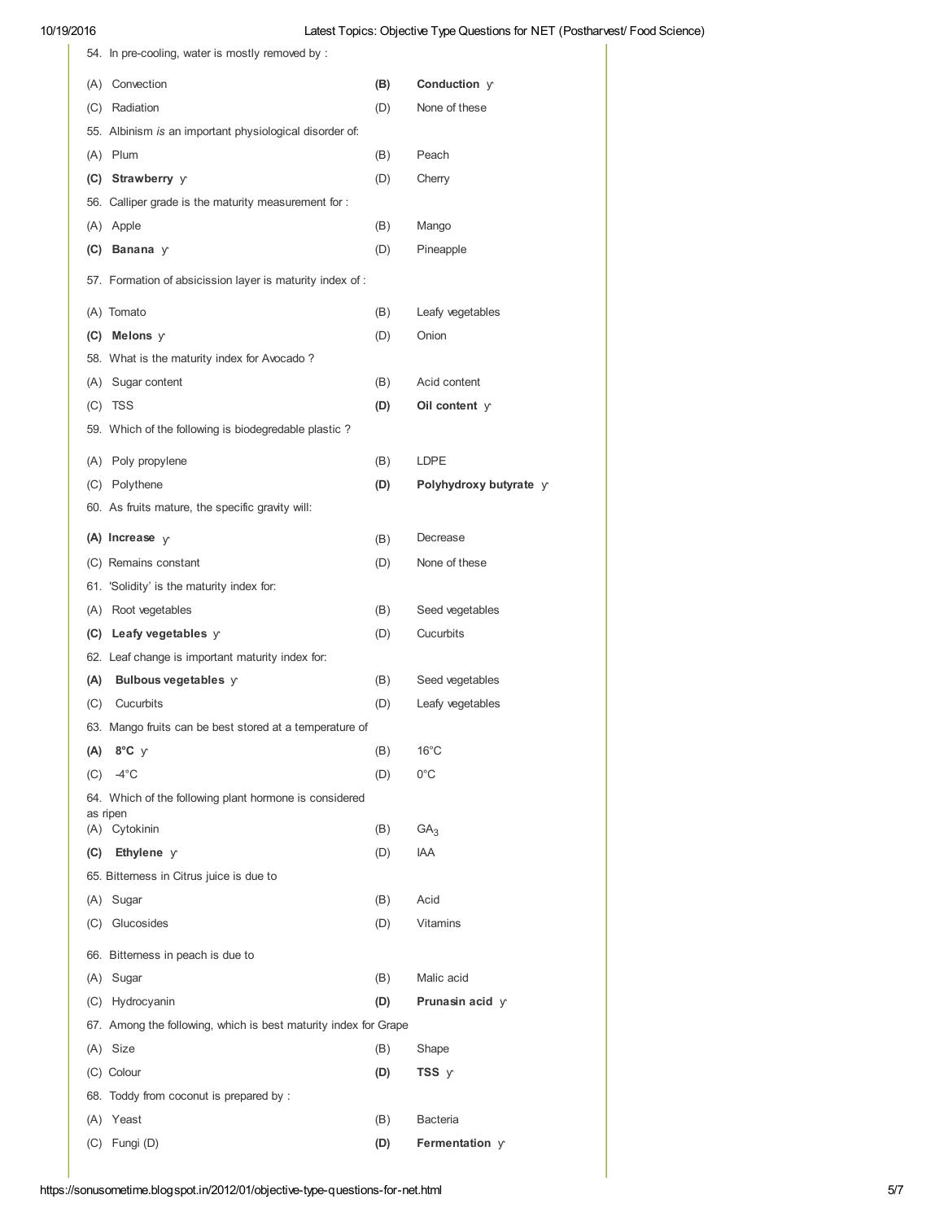54. In pre-cooling, water is mostly removed by :

(A) Convection **(B) Conduction ✓**

(C) Radiation (D) None of these

55. Albinism *is* an important physiological disorder of:

(A) Plum (B) Peach

**(C) Strawberry ✓** (D) Cherry

56. Calliper grade is the maturity measurement for :

(A) Apple (B) Mango

**(C) Banana ✓** (D) Pineapple

57. Formation of absicission layer is maturity index of :

(A) Tomato (B) Leafy vegetables

**(C) Melons ✓** (D) Onion

58. What is the maturity index for Avocado ?

(A) Sugar content (B) Acid content

(C) TSS **(D) Oil content ✓**

59. Which of the following is biodegredable plastic ?

(A) Poly propylene (B) LDPE

(C) Polythene **(D) Polyhydroxy butyrate ✓**

60. As fruits mature, the specific gravity will:

**(A) Increase ✓** (B) Decrease

(C) Remains constant (D) None of these

61. 'Solidity' is the maturity index for:

(A) Root vegetables (B) Seed vegetables

**(C) Leafy vegetables ✓** (D) Cucurbits

62. Leaf change is important maturity index for:

**(A) Bulbous vegetables ✓** (B) Seed vegetables

(C) Cucurbits (D) Leafy vegetables

63. Mango fruits can be best stored at a temperature of

**(A) 8°C ✓** (B) 16°C

(C) -4°C (D) 0°C

64. Which of the following plant hormone is considered as ripen

(A) Cytokinin (B) $GA_3$

**(C) Ethylene ✓** (D) IAA

65. Bitterness in Citrus juice is due to

(A) Sugar (B) Acid

(C) Glucosides (D) Vitamins

66. Bitterness in peach is due to

(A) Sugar (B) Malic acid

(C) Hydrocyanin **(D) Prunasin acid ✓**

67. Among the following, which is best maturity index for Grape

(A) Size (B) Shape

(C) Colour **(D) TSS ✓**

68. Toddy from coconut is prepared by :

(A) Yeast (B) Bacteria

(C) Fungi (D) **(D) Fermentation ✓**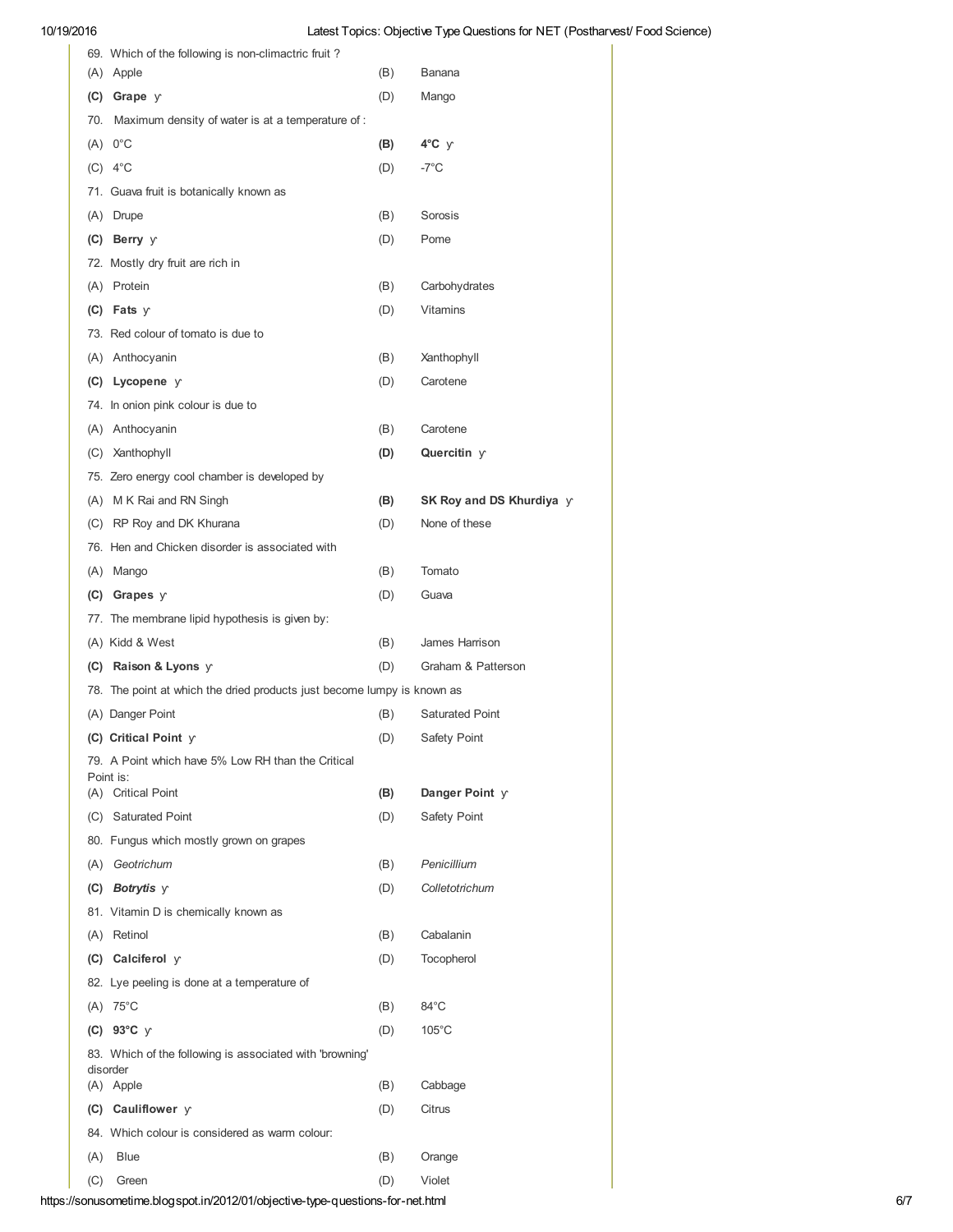69. Which of the following is non-climactric fruit ?

(A) Apple (B) Banana

**(C) Grape ў** (D) Mango

70. Maximum density of water is at a temperature of :

(A) 0°C **(B) 4°C ў**

(C) 4°C (D) -7°C

71. Guava fruit is botanically known as

(A) Drupe (B) Sorosis

**(C) Berry ў** (D) Pome

72. Mostly dry fruit are rich in

(A) Protein (B) Carbohydrates

**(C) Fats ў** (D) Vitamins

73. Red colour of tomato is due to

(A) Anthocyanin (B) Xanthophyll

**(C) Lycopene ў** (D) Carotene

74. In onion pink colour is due to

(A) Anthocyanin (B) Carotene

(C) Xanthophyll **(D) Quercitin ў**

75. Zero energy cool chamber is developed by

(A) M K Rai and RN Singh **(B) SK Roy and DS Khurdiya ў**

(C) RP Roy and DK Khurana (D) None of these

76. Hen and Chicken disorder is associated with

(A) Mango (B) Tomato

**(C) Grapes ў** (D) Guava

77. The membrane lipid hypothesis is given by:

(A) Kidd & West (B) James Harrison

**(C) Raison & Lyons ў** (D) Graham & Patterson

78. The point at which the dried products just become lumpy is known as

(A) Danger Point (B) Saturated Point

**(C) Critical Point ў** (D) Safety Point

79. A Point which have 5% Low RH than the Critical Point is:

(A) Critical Point **(B) Danger Point ў**

(C) Saturated Point (D) Safety Point

80. Fungus which mostly grown on grapes

(A) *Geotrichum* (B) *Penicillium*

***(C) Botrytis* ў** (D) *Colletotrichum*

81. Vitamin D is chemically known as

(A) Retinol (B) Cabalanin

**(C) Calciferol ў** (D) Tocopherol

82. Lye peeling is done at a temperature of

(A) 75°C (B) 84°C

**(C) 93°C ў** (D) 105°C

83. Which of the following is associated with 'browning' disorder

(A) Apple (B) Cabbage

**(C) Cauliflower ў** (D) Citrus

84. Which colour is considered as warm colour:

(A) Blue (B) Orange

(C) Green (D) Violet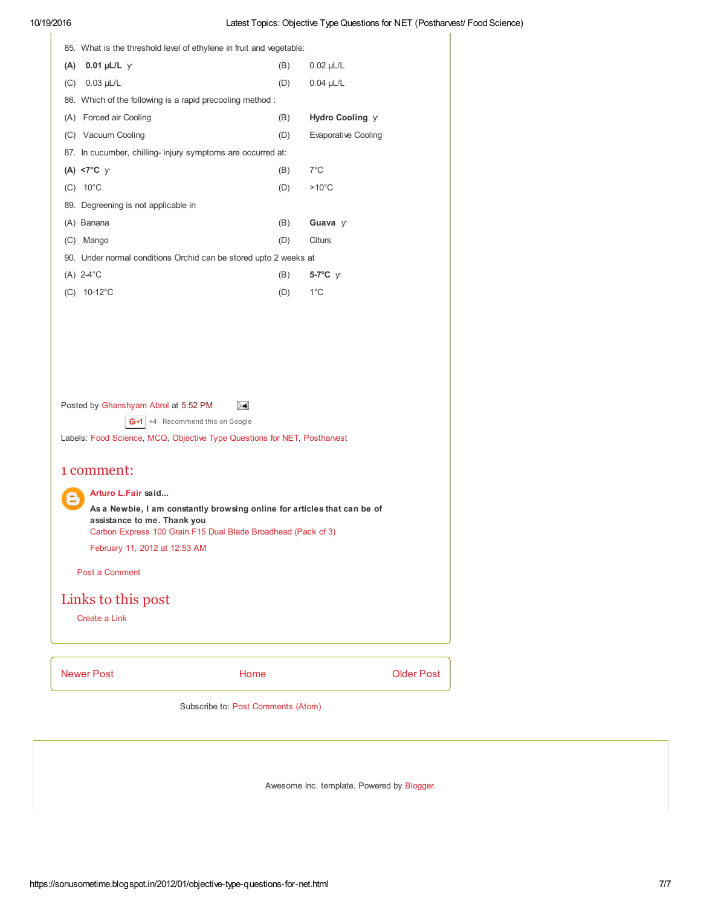85. What is the threshold level of ethylene in fruit and vegetable:

**(A) 0.01 µL/L** ✓ (B) 0.02 µL/L

(C) 0.03 µL/L (D) 0.04 µL/L

86. Which of the following is a rapid precooling method :

(A) Forced air Cooling (B) **Hydro Cooling** ✓

(C) Vacuum Cooling (D) Evaporative Cooling

87. In cucumber, chilling- injury symptoms are occurred at:

**(A) <7°C** ✓ (B) 7°C

(C) 10°C (D) >10°C

89. Degreening is not applicable in

(A) Banana (B) **Guava** ✓

(C) Mango (D) Citurs

90. Under normal conditions Orchid can be stored upto 2 weeks at

(A) 2-4°C (B) **5-7°C** ✓

(C) 10-12°C (D) 1°C

Posted by Ghanshyam Abrol at 5:52 PM

+4 Recommend this on Google

Labels: Food Science, MCQ, Objective Type Questions for NET, Postharvest

## 1 comment:

**Arturo L.Fair** said...

**As a Newbie, I am constantly browsing online for articles that can be of assistance to me. Thank you**

Carbon Express 100 Grain F15 Dual Blade Broadhead (Pack of 3)

February 11, 2012 at 12:53 AM

Post a Comment

## Links to this post

Create a Link

Newer Post | Home | Older Post

Subscribe to: Post Comments (Atom)

Awesome Inc. template. Powered by Blogger.